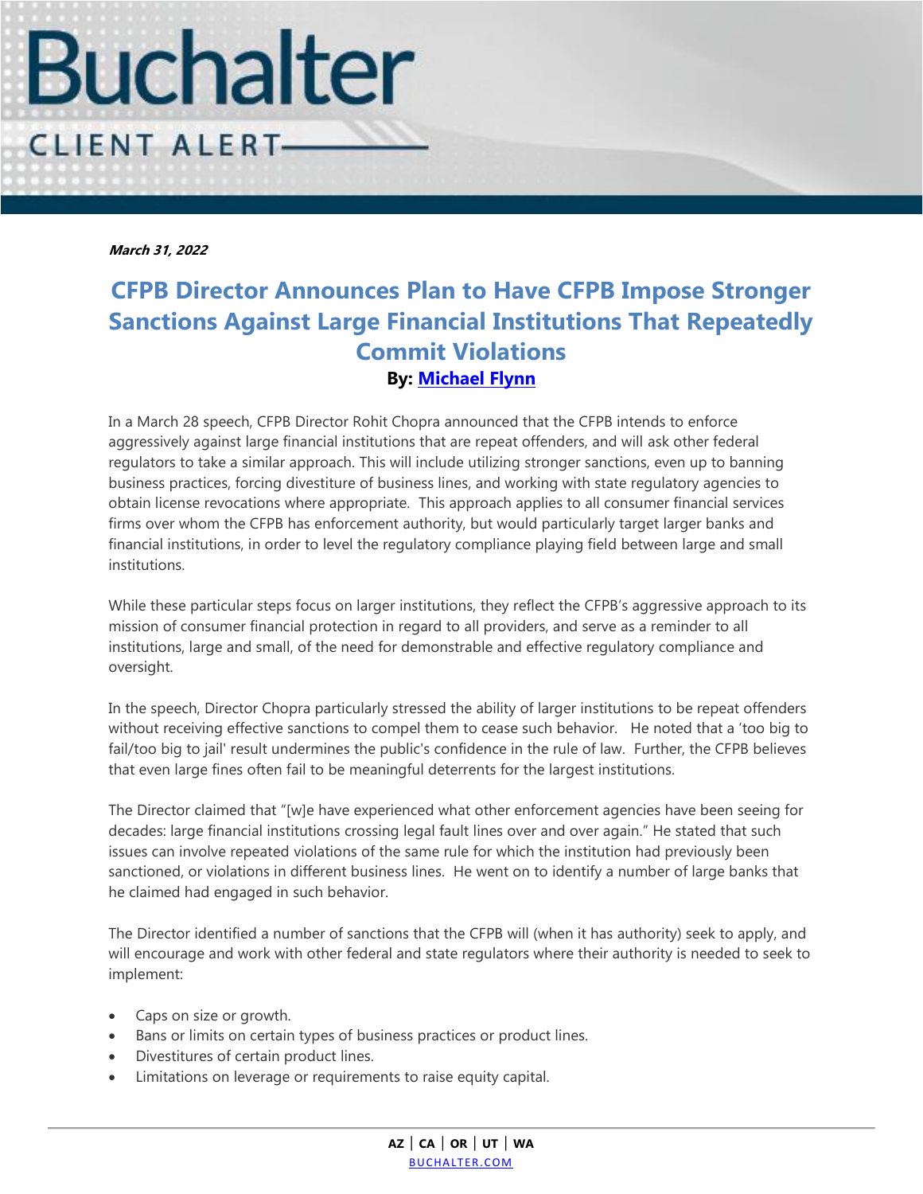# Buchalter

## CLIENT ALERT

***March 31, 2022***

## CFPB Director Announces Plan to Have CFPB Impose Stronger Sanctions Against Large Financial Institutions That Repeatedly Commit Violations

**By: Michael Flynn**

In a March 28 speech, CFPB Director Rohit Chopra announced that the CFPB intends to enforce aggressively against large financial institutions that are repeat offenders, and will ask other federal regulators to take a similar approach. This will include utilizing stronger sanctions, even up to banning business practices, forcing divestiture of business lines, and working with state regulatory agencies to obtain license revocations where appropriate. This approach applies to all consumer financial services firms over whom the CFPB has enforcement authority, but would particularly target larger banks and financial institutions, in order to level the regulatory compliance playing field between large and small institutions.

While these particular steps focus on larger institutions, they reflect the CFPB's aggressive approach to its mission of consumer financial protection in regard to all providers, and serve as a reminder to all institutions, large and small, of the need for demonstrable and effective regulatory compliance and oversight.

In the speech, Director Chopra particularly stressed the ability of larger institutions to be repeat offenders without receiving effective sanctions to compel them to cease such behavior. He noted that a 'too big to fail/too big to jail' result undermines the public's confidence in the rule of law. Further, the CFPB believes that even large fines often fail to be meaningful deterrents for the largest institutions.

The Director claimed that "[w]e have experienced what other enforcement agencies have been seeing for decades: large financial institutions crossing legal fault lines over and over again." He stated that such issues can involve repeated violations of the same rule for which the institution had previously been sanctioned, or violations in different business lines. He went on to identify a number of large banks that he claimed had engaged in such behavior.

The Director identified a number of sanctions that the CFPB will (when it has authority) seek to apply, and will encourage and work with other federal and state regulators where their authority is needed to seek to implement:

- Caps on size or growth.
- Bans or limits on certain types of business practices or product lines.
- Divestitures of certain product lines.
- Limitations on leverage or requirements to raise equity capital.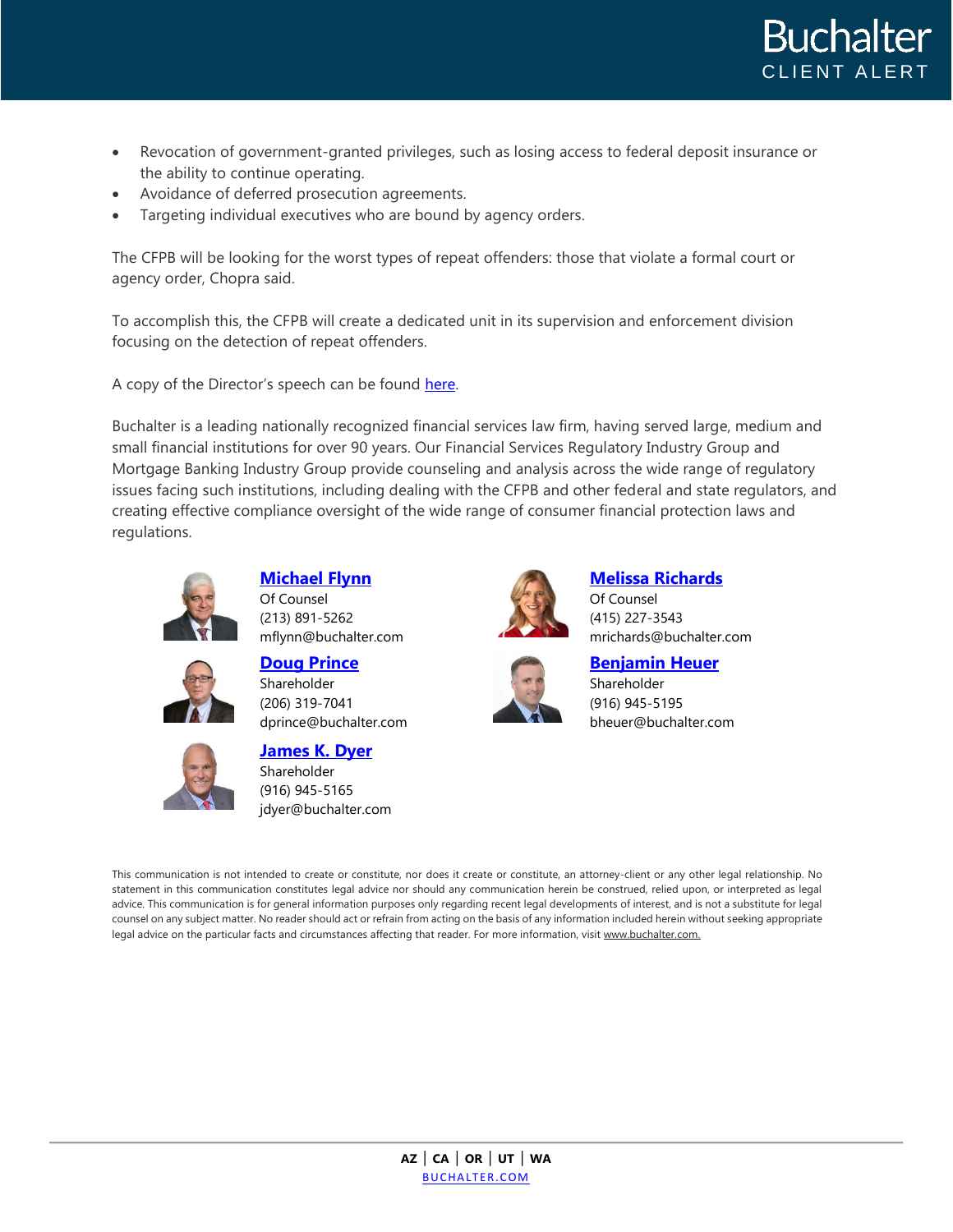- Revocation of government-granted privileges, such as losing access to federal deposit insurance or the ability to continue operating.
- Avoidance of deferred prosecution agreements.
- Targeting individual executives who are bound by agency orders.

The CFPB will be looking for the worst types of repeat offenders: those that violate a formal court or agency order, Chopra said.

To accomplish this, the CFPB will create a dedicated unit in its supervision and enforcement division focusing on the detection of repeat offenders.

A copy of the Director's speech can be found here.

Buchalter is a leading nationally recognized financial services law firm, having served large, medium and small financial institutions for over 90 years. Our Financial Services Regulatory Industry Group and Mortgage Banking Industry Group provide counseling and analysis across the wide range of regulatory issues facing such institutions, including dealing with the CFPB and other federal and state regulators, and creating effective compliance oversight of the wide range of consumer financial protection laws and regulations.

**Michael Flynn**
Of Counsel
(213) 891-5262
mflynn@buchalter.com

**Melissa Richards**
Of Counsel
(415) 227-3543
mrichards@buchalter.com

**Doug Prince**
Shareholder
(206) 319-7041
dprince@buchalter.com

**Benjamin Heuer**
Shareholder
(916) 945-5195
bheuer@buchalter.com

**James K. Dyer**
Shareholder
(916) 945-5165
jdyer@buchalter.com

This communication is not intended to create or constitute, nor does it create or constitute, an attorney-client or any other legal relationship. No statement in this communication constitutes legal advice nor should any communication herein be construed, relied upon, or interpreted as legal advice. This communication is for general information purposes only regarding recent legal developments of interest, and is not a substitute for legal counsel on any subject matter. No reader should act or refrain from acting on the basis of any information included herein without seeking appropriate legal advice on the particular facts and circumstances affecting that reader. For more information, visit www.buchalter.com.